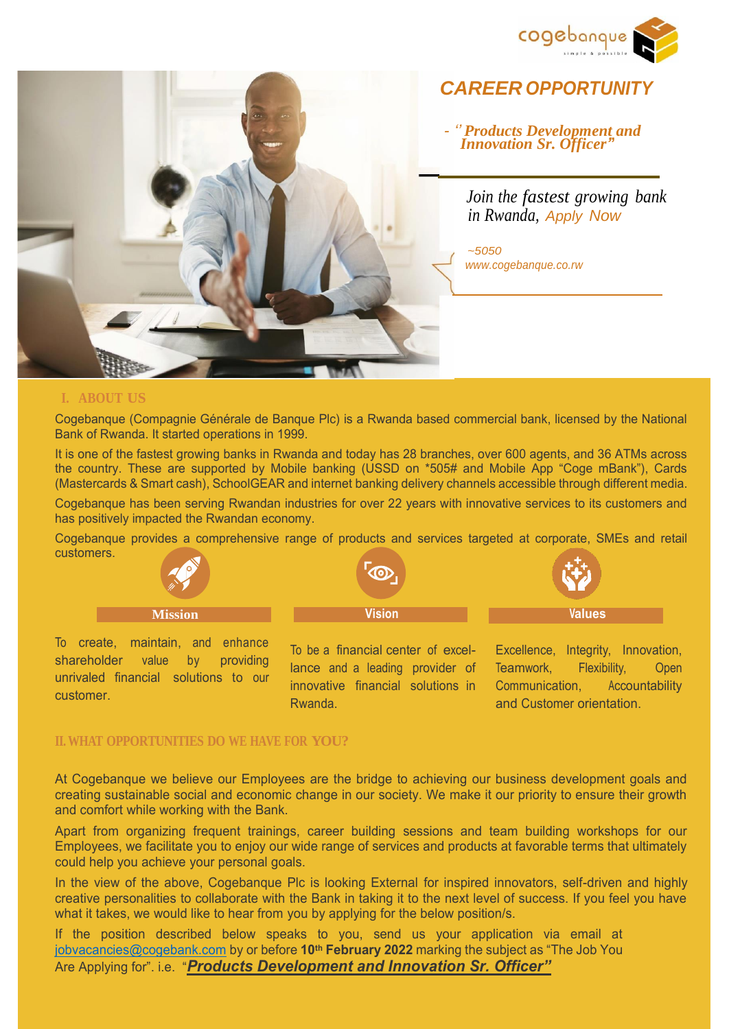cogebanque
simple & possible

# CAREER OPPORTUNITY

- *"Products Development and Innovation Sr. Officer"*

*Join the fastest growing bank in Rwanda, Apply Now*

*~5050*
*www.cogebanque.co.rw*

## I. ABOUT US

Cogebanque (Compagnie Générale de Banque Plc) is a Rwanda based commercial bank, licensed by the National Bank of Rwanda. It started operations in 1999.

It is one of the fastest growing banks in Rwanda and today has 28 branches, over 600 agents, and 36 ATMs across the country. These are supported by Mobile banking (USSD on *505# and Mobile App "Coge mBank"), Cards (Mastercards & Smart cash), SchoolGEAR and internet banking delivery channels accessible through different media.

Cogebanque has been serving Rwandan industries for over 22 years with innovative services to its customers and has positively impacted the Rwandan economy.

Cogebanque provides a comprehensive range of products and services targeted at corporate, SMEs and retail customers.

### Mission

To create, maintain, and enhance shareholder value by providing unrivaled financial solutions to our customer.

### Vision

To be a financial center of excellance and a leading provider of innovative financial solutions in Rwanda.

### Values

Excellence, Integrity, Innovation, Teamwork, Flexibility, Open Communication, Accountability and Customer orientation.

## II. WHAT OPPORTUNITIES DO WE HAVE FOR YOU?

At Cogebanque we believe our Employees are the bridge to achieving our business development goals and creating sustainable social and economic change in our society. We make it our priority to ensure their growth and comfort while working with the Bank.

Apart from organizing frequent trainings, career building sessions and team building workshops for our Employees, we facilitate you to enjoy our wide range of services and products at favorable terms that ultimately could help you achieve your personal goals.

In the view of the above, Cogebanque Plc is looking External for inspired innovators, self-driven and highly creative personalities to collaborate with the Bank in taking it to the next level of success. If you feel you have what it takes, we would like to hear from you by applying for the below position/s.

If the position described below speaks to you, send us your application via email at jobvacancies@cogebank.com by or before **10th February 2022** marking the subject as "The Job You Are Applying for". i.e. "***Products Development and Innovation Sr. Officer"***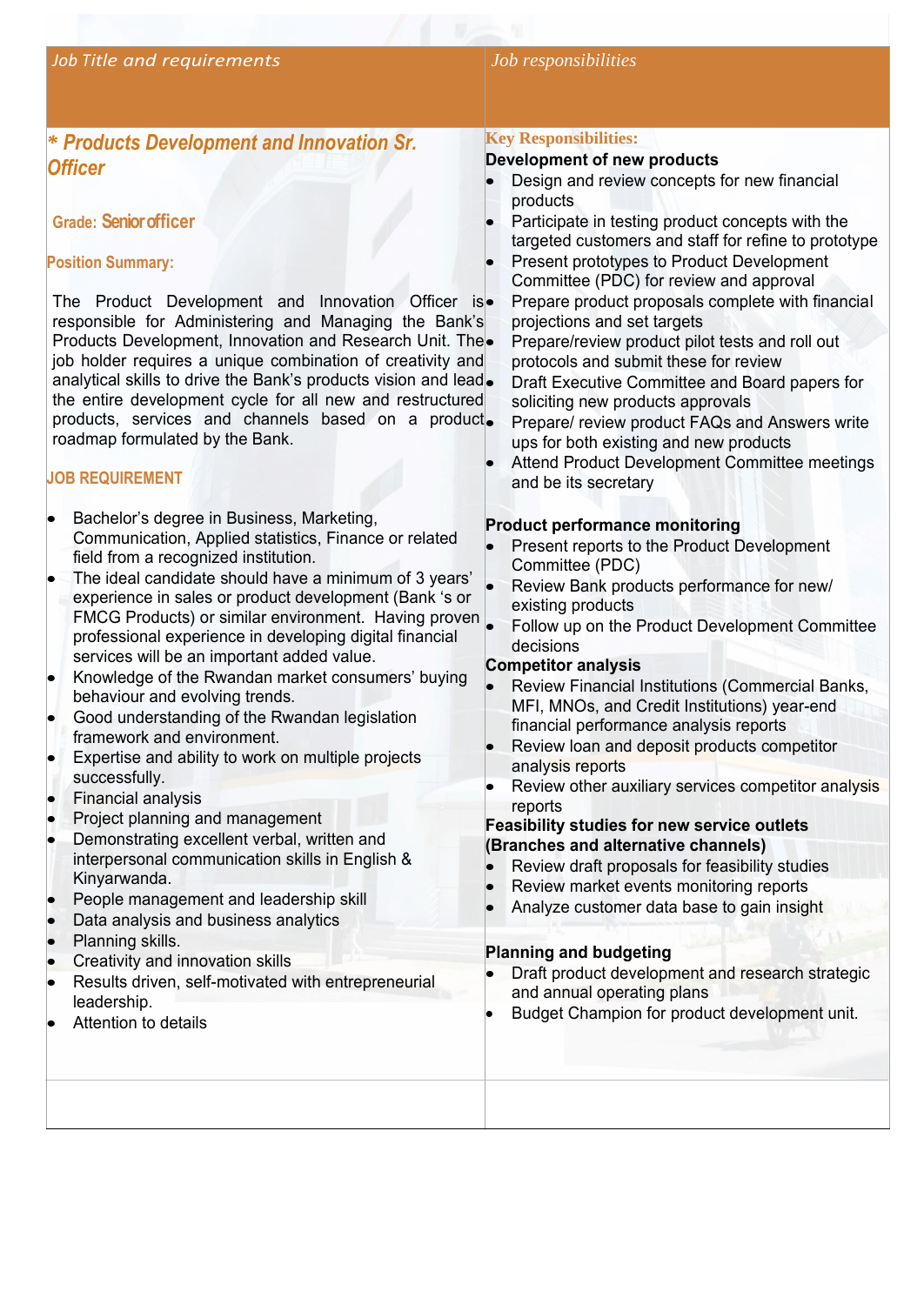| Job Title and requirements | Job responsibilities |
| --- | --- |
| **\* Products Development and Innovation Sr. Officer**<br><br>**Grade: Senior officer**<br><br>**Position Summary:**<br><br>The Product Development and Innovation Officer is responsible for Administering and Managing the Bank's Products Development, Innovation and Research Unit. The job holder requires a unique combination of creativity and analytical skills to drive the Bank's products vision and lead the entire development cycle for all new and restructured products, services and channels based on a product roadmap formulated by the Bank.<br><br>**JOB REQUIREMENT**<br><br>• Bachelor's degree in Business, Marketing, Communication, Applied statistics, Finance or related field from a recognized institution.<br>• The ideal candidate should have a minimum of 3 years' experience in sales or product development (Bank 's or FMCG Products) or similar environment. Having proven professional experience in developing digital financial services will be an important added value.<br>• Knowledge of the Rwandan market consumers' buying behaviour and evolving trends.<br>• Good understanding of the Rwandan legislation framework and environment.<br>• Expertise and ability to work on multiple projects successfully.<br>• Financial analysis<br>• Project planning and management<br>• Demonstrating excellent verbal, written and interpersonal communication skills in English & Kinyarwanda.<br>• People management and leadership skill<br>• Data analysis and business analytics<br>• Planning skills.<br>• Creativity and innovation skills<br>• Results driven, self-motivated with entrepreneurial leadership.<br>• Attention to details | **Key Responsibilities:**<br>**Development of new products**<br>• Design and review concepts for new financial products<br>• Participate in testing product concepts with the targeted customers and staff for refine to prototype<br>• Present prototypes to Product Development Committee (PDC) for review and approval<br>• Prepare product proposals complete with financial projections and set targets<br>• Prepare/review product pilot tests and roll out protocols and submit these for review<br>• Draft Executive Committee and Board papers for soliciting new products approvals<br>• Prepare/ review product FAQs and Answers write ups for both existing and new products<br>• Attend Product Development Committee meetings and be its secretary<br><br>**Product performance monitoring**<br>• Present reports to the Product Development Committee (PDC)<br>• Review Bank products performance for new/ existing products<br>• Follow up on the Product Development Committee decisions<br>**Competitor analysis**<br>• Review Financial Institutions (Commercial Banks, MFI, MNOs, and Credit Institutions) year-end financial performance analysis reports<br>• Review loan and deposit products competitor analysis reports<br>• Review other auxiliary services competitor analysis reports<br>**Feasibility studies for new service outlets (Branches and alternative channels)**<br>• Review draft proposals for feasibility studies<br>• Review market events monitoring reports<br>• Analyze customer data base to gain insight<br><br>**Planning and budgeting**<br>• Draft product development and research strategic and annual operating plans<br>• Budget Champion for product development unit. |
| | |